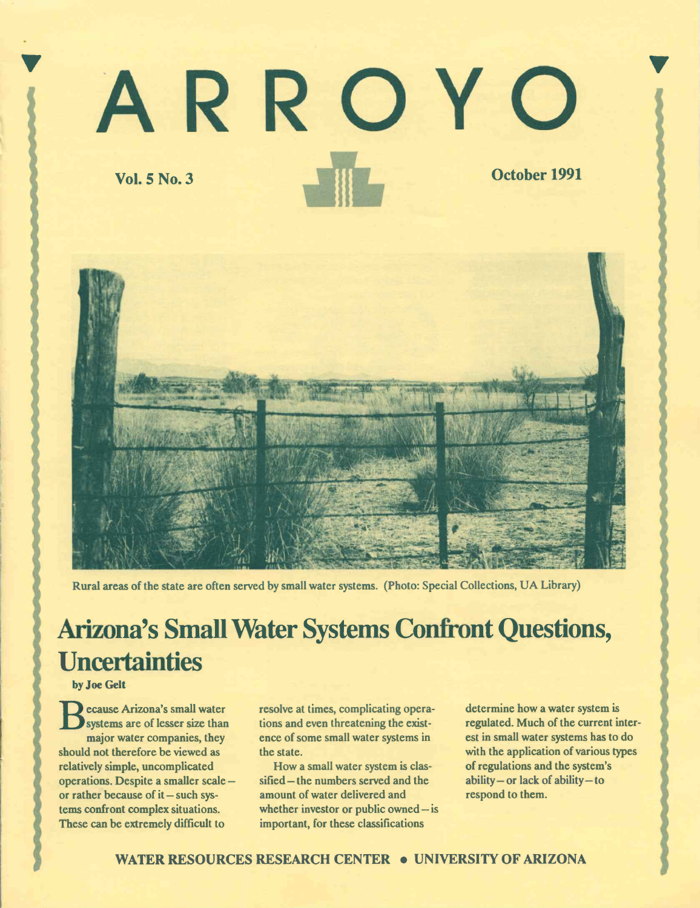# ARROYO

**Vol. 5 No. 3** **October 1991**

Rural areas of the state are often served by small water systems. (Photo: Special Collections, UA Library)

## Arizona's Small Water Systems Confront Questions, Uncertainties

**by Joe Gelt**

Because Arizona's small water systems are of lesser size than major water companies, they should not therefore be viewed as relatively simple, uncomplicated operations. Despite a smaller scale – or rather because of it – such systems confront complex situations. These can be extremely difficult to resolve at times, complicating operations and even threatening the existence of some small water systems in the state.

How a small water system is classified – the numbers served and the amount of water delivered and whether investor or public owned – is important, for these classifications determine how a water system is regulated. Much of the current interest in small water systems has to do with the application of various types of regulations and the system's ability – or lack of ability – to respond to them.

WATER RESOURCES RESEARCH CENTER • UNIVERSITY OF ARIZONA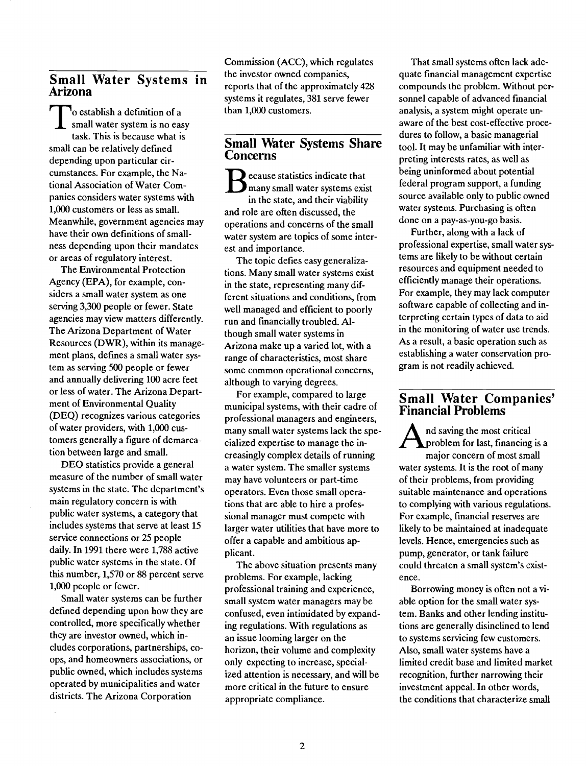## Small Water Systems in Arizona

To establish a definition of a small water system is no easy task. This is because what is small can be relatively defined depending upon particular circumstances. For example, the National Association of Water Companies considers water systems with 1,000 customers or less as small. Meanwhile, government agencies may have their own definitions of smallness depending upon their mandates or areas of regulatory interest.

The Environmental Protection Agency (EPA), for example, considers a small water system as one serving 3,300 people or fewer. State agencies may view matters differently. The Arizona Department of Water Resources (DWR), within its management plans, defines a small water system as serving 500 people or fewer and annually delivering 100 acre feet or less of water. The Arizona Department of Environmental Quality (DEQ) recognizes various categories of water providers, with 1,000 customers generally a figure of demarcation between large and small.

DEQ statistics provide a general measure of the number of small water systems in the state. The department's main regulatory concern is with public water systems, a category that includes systems that serve at least 15 service connections or 25 people daily. In 1991 there were 1,788 active public water systems in the state. Of this number, 1,570 or 88 percent serve 1,000 people or fewer.

Small water systems can be further defined depending upon how they are controlled, more specifically whether they are investor owned, which includes corporations, partnerships, coops, and homeowners associations, or public owned, which includes systems operated by municipalities and water districts. The Arizona Corporation Commission (ACC), which regulates the investor owned companies, reports that of the approximately 428 systems it regulates, 381 serve fewer than 1,000 customers.

## Small Water Systems Share Concerns

Because statistics indicate that many small water systems exist in the state, and their viability and role are often discussed, the operations and concerns of the small water system are topics of some interest and importance.

The topic defies easy generalizations. Many small water systems exist in the state, representing many different situations and conditions, from well managed and efficient to poorly run and financially troubled. Although small water systems in Arizona make up a varied lot, with a range of characteristics, most share some common operational concerns, although to varying degrees.

For example, compared to large municipal systems, with their cadre of professional managers and engineers, many small water systems lack the specialized expertise to manage the increasingly complex details of running a water system. The smaller systems may have volunteers or part-time operators. Even those small operations that are able to hire a professional manager must compete with larger water utilities that have more to offer a capable and ambitious applicant.

The above situation presents many problems. For example, lacking professional training and experience, small system water managers may be confused, even intimidated by expanding regulations. With regulations as an issue looming larger on the horizon, their volume and complexity only expecting to increase, specialized attention is necessary, and will be more critical in the future to ensure appropriate compliance.

That small systems often lack adequate financial management expertise compounds the problem. Without personnel capable of advanced financial analysis, a system might operate unaware of the best cost-effective procedures to follow, a basic managerial tool. It may be unfamiliar with interpreting interests rates, as well as being uninformed about potential federal program support, a funding source available only to public owned water systems. Purchasing is often done on a pay-as-you-go basis.

Further, along with a lack of professional expertise, small water systems are likely to be without certain resources and equipment needed to efficiently manage their operations. For example, they may lack computer software capable of collecting and interpreting certain types of data to aid in the monitoring of water use trends. As a result, a basic operation such as establishing a water conservation program is not readily achieved.

## Small Water Companies' Financial Problems

And saving the most critical problem for last, financing is a major concern of most small water systems. It is the root of many of their problems, from providing suitable maintenance and operations to complying with various regulations. For example, financial reserves are likely to be maintained at inadequate levels. Hence, emergencies such as pump, generator, or tank failure could threaten a small system's existence.

Borrowing money is often not a viable option for the small water system. Banks and other lending institutions are generally disinclined to lend to systems servicing few customers. Also, small water systems have a limited credit base and limited market recognition, further narrowing their investment appeal. In other words, the conditions that characterize small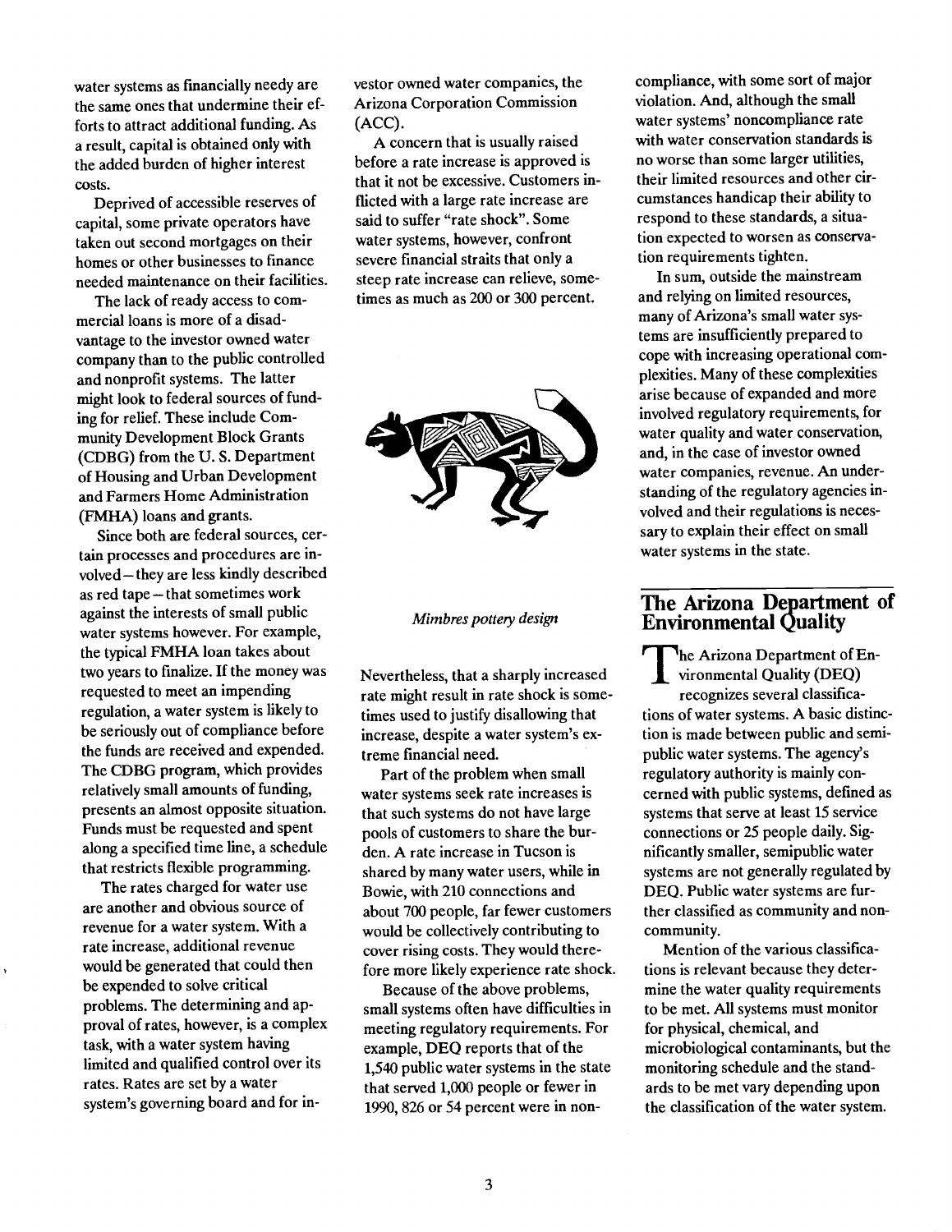water systems as financially needy are the same ones that undermine their efforts to attract additional funding. As a result, capital is obtained only with the added burden of higher interest costs.

Deprived of accessible reserves of capital, some private operators have taken out second mortgages on their homes or other businesses to finance needed maintenance on their facilities.

The lack of ready access to commercial loans is more of a disadvantage to the investor owned water company than to the public controlled and nonprofit systems. The latter might look to federal sources of funding for relief. These include Community Development Block Grants (CDBG) from the U. S. Department of Housing and Urban Development and Farmers Home Administration (FMHA) loans and grants.

Since both are federal sources, certain processes and procedures are involved – they are less kindly described as red tape – that sometimes work against the interests of small public water systems however. For example, the typical FMHA loan takes about two years to finalize. If the money was requested to meet an impending regulation, a water system is likely to be seriously out of compliance before the funds are received and expended. The CDBG program, which provides relatively small amounts of funding, presents an almost opposite situation. Funds must be requested and spent along a specified time line, a schedule that restricts flexible programming.

The rates charged for water use are another and obvious source of revenue for a water system. With a rate increase, additional revenue would be generated that could then be expended to solve critical problems. The determining and approval of rates, however, is a complex task, with a water system having limited and qualified control over its rates. Rates are set by a water system's governing board and for investor owned water companies, the Arizona Corporation Commission (ACC).

A concern that is usually raised before a rate increase is approved is that it not be excessive. Customers inflicted with a large rate increase are said to suffer "rate shock". Some water systems, however, confront severe financial straits that only a steep rate increase can relieve, sometimes as much as 200 or 300 percent.

*Mimbres pottery design*

Nevertheless, that a sharply increased rate might result in rate shock is sometimes used to justify disallowing that increase, despite a water system's extreme financial need.

Part of the problem when small water systems seek rate increases is that such systems do not have large pools of customers to share the burden. A rate increase in Tucson is shared by many water users, while in Bowie, with 210 connections and about 700 people, far fewer customers would be collectively contributing to cover rising costs. They would therefore more likely experience rate shock.

Because of the above problems, small systems often have difficulties in meeting regulatory requirements. For example, DEQ reports that of the 1,540 public water systems in the state that served 1,000 people or fewer in 1990, 826 or 54 percent were in noncompliance, with some sort of major violation. And, although the small water systems' noncompliance rate with water conservation standards is no worse than some larger utilities, their limited resources and other circumstances handicap their ability to respond to these standards, a situation expected to worsen as conservation requirements tighten.

In sum, outside the mainstream and relying on limited resources, many of Arizona's small water systems are insufficiently prepared to cope with increasing operational complexities. Many of these complexities arise because of expanded and more involved regulatory requirements, for water quality and water conservation, and, in the case of investor owned water companies, revenue. An understanding of the regulatory agencies involved and their regulations is necessary to explain their effect on small water systems in the state.

## The Arizona Department of Environmental Quality

The Arizona Department of Environmental Quality (DEQ) recognizes several classifications of water systems. A basic distinction is made between public and semipublic water systems. The agency's regulatory authority is mainly concerned with public systems, defined as systems that serve at least 15 service connections or 25 people daily. Significantly smaller, semipublic water systems are not generally regulated by DEQ. Public water systems are further classified as community and noncommunity.

Mention of the various classifications is relevant because they determine the water quality requirements to be met. All systems must monitor for physical, chemical, and microbiological contaminants, but the monitoring schedule and the standards to be met vary depending upon the classification of the water system.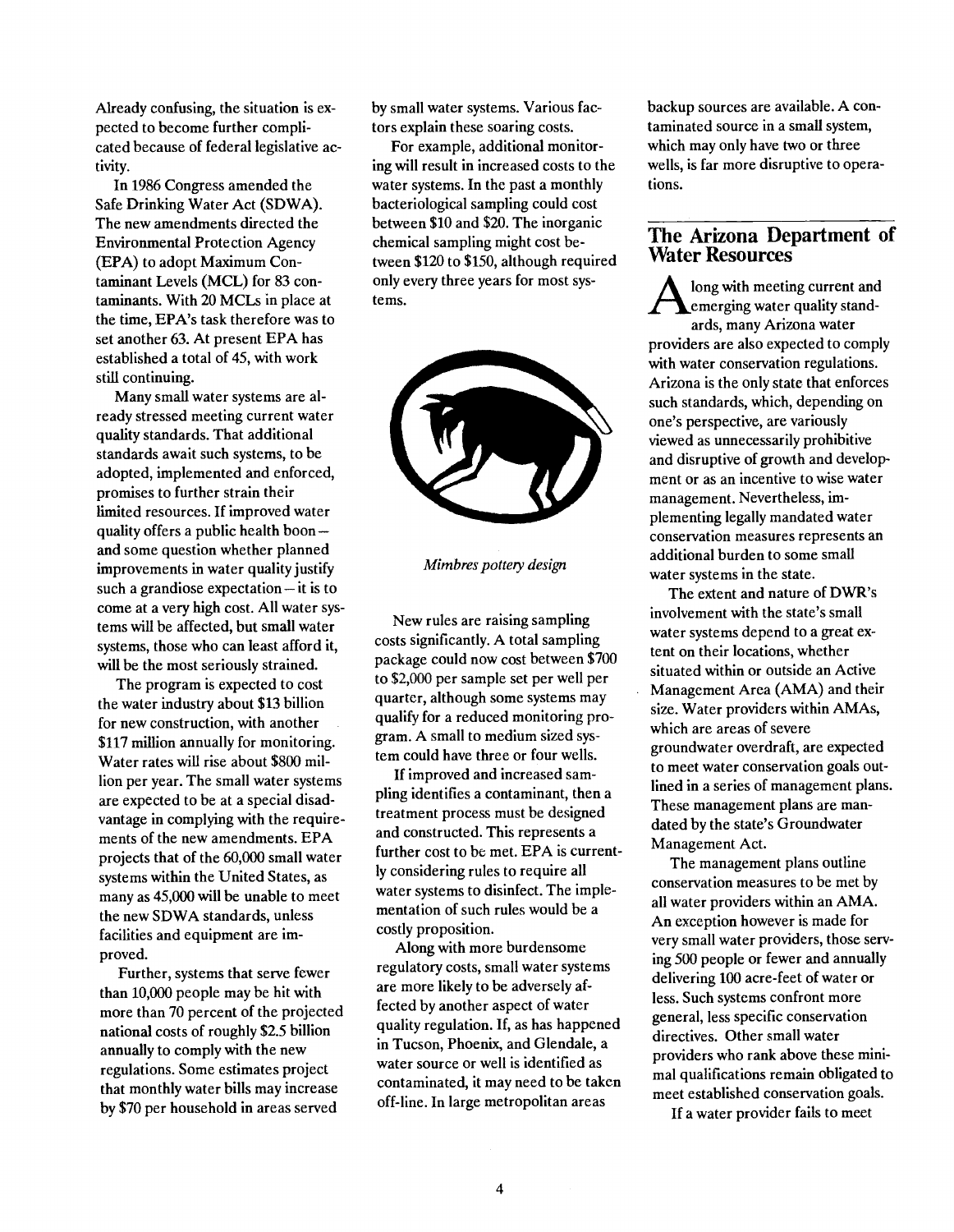Already confusing, the situation is expected to become further complicated because of federal legislative activity.

In 1986 Congress amended the Safe Drinking Water Act (SDWA). The new amendments directed the Environmental Protection Agency (EPA) to adopt Maximum Contaminant Levels (MCL) for 83 contaminants. With 20 MCLs in place at the time, EPA's task therefore was to set another 63. At present EPA has established a total of 45, with work still continuing.

Many small water systems are already stressed meeting current water quality standards. That additional standards await such systems, to be adopted, implemented and enforced, promises to further strain their limited resources. If improved water quality offers a public health boon – and some question whether planned improvements in water quality justify such a grandiose expectation – it is to come at a very high cost. All water systems will be affected, but small water systems, those who can least afford it, will be the most seriously strained.

The program is expected to cost the water industry about $13 billion for new construction, with another $117 million annually for monitoring. Water rates will rise about $800 million per year. The small water systems are expected to be at a special disadvantage in complying with the requirements of the new amendments. EPA projects that of the 60,000 small water systems within the United States, as many as 45,000 will be unable to meet the new SDWA standards, unless facilities and equipment are improved.

Further, systems that serve fewer than 10,000 people may be hit with more than 70 percent of the projected national costs of roughly $2.5 billion annually to comply with the new regulations. Some estimates project that monthly water bills may increase by $70 per household in areas served by small water systems. Various factors explain these soaring costs.

For example, additional monitoring will result in increased costs to the water systems. In the past a monthly bacteriological sampling could cost between $10 and $20. The inorganic chemical sampling might cost between $120 to $150, although required only every three years for most systems.

*Mimbres pottery design*

New rules are raising sampling costs significantly. A total sampling package could now cost between $700 to $2,000 per sample set per well per quarter, although some systems may qualify for a reduced monitoring program. A small to medium sized system could have three or four wells.

If improved and increased sampling identifies a contaminant, then a treatment process must be designed and constructed. This represents a further cost to be met. EPA is currently considering rules to require all water systems to disinfect. The implementation of such rules would be a costly proposition.

Along with more burdensome regulatory costs, small water systems are more likely to be adversely affected by another aspect of water quality regulation. If, as has happened in Tucson, Phoenix, and Glendale, a water source or well is identified as contaminated, it may need to be taken off-line. In large metropolitan areas backup sources are available. A contaminated source in a small system, which may only have two or three wells, is far more disruptive to operations.

## The Arizona Department of Water Resources

Along with meeting current and emerging water quality standards, many Arizona water providers are also expected to comply with water conservation regulations. Arizona is the only state that enforces such standards, which, depending on one's perspective, are variously viewed as unnecessarily prohibitive and disruptive of growth and development or as an incentive to wise water management. Nevertheless, implementing legally mandated water conservation measures represents an additional burden to some small water systems in the state.

The extent and nature of DWR's involvement with the state's small water systems depend to a great extent on their locations, whether situated within or outside an Active Management Area (AMA) and their size. Water providers within AMAs, which are areas of severe groundwater overdraft, are expected to meet water conservation goals outlined in a series of management plans. These management plans are mandated by the state's Groundwater Management Act.

The management plans outline conservation measures to be met by all water providers within an AMA. An exception however is made for very small water providers, those serving 500 people or fewer and annually delivering 100 acre-feet of water or less. Such systems confront more general, less specific conservation directives. Other small water providers who rank above these minimal qualifications remain obligated to meet established conservation goals.

If a water provider fails to meet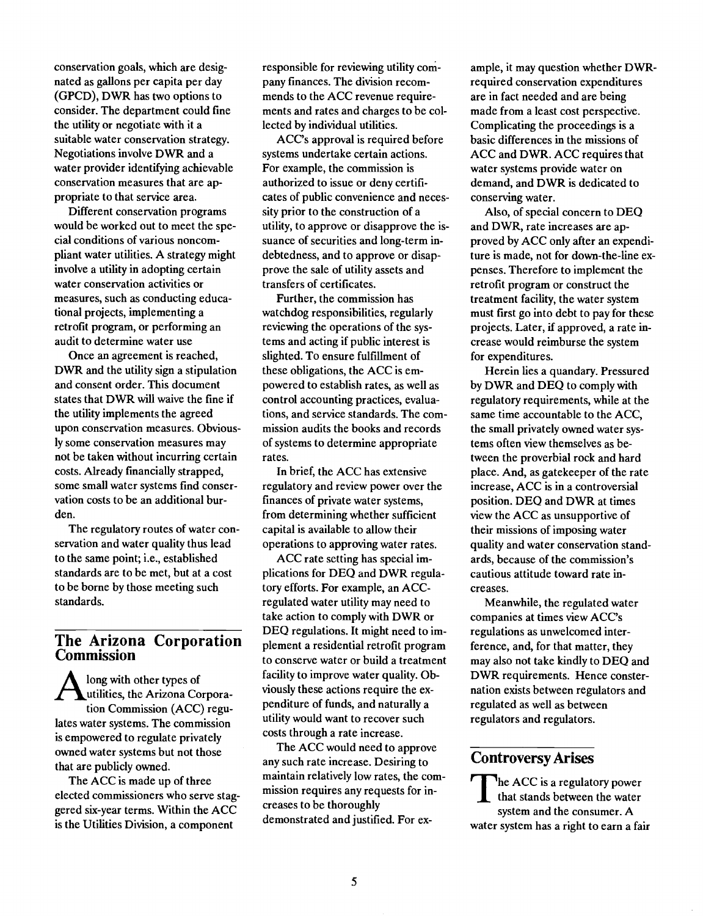conservation goals, which are designated as gallons per capita per day (GPCD), DWR has two options to consider. The department could fine the utility or negotiate with it a suitable water conservation strategy. Negotiations involve DWR and a water provider identifying achievable conservation measures that are appropriate to that service area.

Different conservation programs would be worked out to meet the special conditions of various noncompliant water utilities. A strategy might involve a utility in adopting certain water conservation activities or measures, such as conducting educational projects, implementing a retrofit program, or performing an audit to determine water use

Once an agreement is reached, DWR and the utility sign a stipulation and consent order. This document states that DWR will waive the fine if the utility implements the agreed upon conservation measures. Obviously some conservation measures may not be taken without incurring certain costs. Already financially strapped, some small water systems find conservation costs to be an additional burden.

The regulatory routes of water conservation and water quality thus lead to the same point; i.e., established standards are to be met, but at a cost to be borne by those meeting such standards.

## The Arizona Corporation Commission

Along with other types of utilities, the Arizona Corporation Commission (ACC) regulates water systems. The commission is empowered to regulate privately owned water systems but not those that are publicly owned.

The ACC is made up of three elected commissioners who serve staggered six-year terms. Within the ACC is the Utilities Division, a component responsible for reviewing utility company finances. The division recommends to the ACC revenue requirements and rates and charges to be collected by individual utilities.

ACC's approval is required before systems undertake certain actions. For example, the commission is authorized to issue or deny certificates of public convenience and necessity prior to the construction of a utility, to approve or disapprove the issuance of securities and long-term indebtedness, and to approve or disapprove the sale of utility assets and transfers of certificates.

Further, the commission has watchdog responsibilities, regularly reviewing the operations of the systems and acting if public interest is slighted. To ensure fulfillment of these obligations, the ACC is empowered to establish rates, as well as control accounting practices, evaluations, and service standards. The commission audits the books and records of systems to determine appropriate rates.

In brief, the ACC has extensive regulatory and review power over the finances of private water systems, from determining whether sufficient capital is available to allow their operations to approving water rates.

ACC rate setting has special implications for DEQ and DWR regulatory efforts. For example, an ACC-regulated water utility may need to take action to comply with DWR or DEQ regulations. It might need to implement a residential retrofit program to conserve water or build a treatment facility to improve water quality. Obviously these actions require the expenditure of funds, and naturally a utility would want to recover such costs through a rate increase.

The ACC would need to approve any such rate increase. Desiring to maintain relatively low rates, the commission requires any requests for increases to be thoroughly demonstrated and justified. For example, it may question whether DWR-required conservation expenditures are in fact needed and are being made from a least cost perspective. Complicating the proceedings is a basic differences in the missions of ACC and DWR. ACC requires that water systems provide water on demand, and DWR is dedicated to conserving water.

Also, of special concern to DEQ and DWR, rate increases are approved by ACC only after an expenditure is made, not for down-the-line expenses. Therefore to implement the retrofit program or construct the treatment facility, the water system must first go into debt to pay for these projects. Later, if approved, a rate increase would reimburse the system for expenditures.

Herein lies a quandary. Pressured by DWR and DEQ to comply with regulatory requirements, while at the same time accountable to the ACC, the small privately owned water systems often view themselves as between the proverbial rock and hard place. And, as gatekeeper of the rate increase, ACC is in a controversial position. DEQ and DWR at times view the ACC as unsupportive of their missions of imposing water quality and water conservation standards, because of the commission's cautious attitude toward rate increases.

Meanwhile, the regulated water companies at times view ACC's regulations as unwelcomed interference, and, for that matter, they may also not take kindly to DEQ and DWR requirements. Hence consternation exists between regulators and regulated as well as between regulators and regulators.

## Controversy Arises

The ACC is a regulatory power that stands between the water system and the consumer. A water system has a right to earn a fair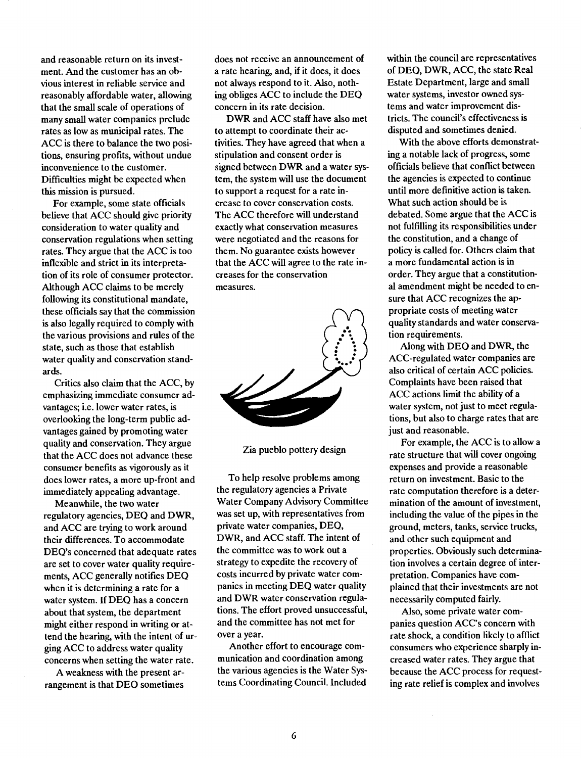and reasonable return on its investment. And the customer has an obvious interest in reliable service and reasonably affordable water, allowing that the small scale of operations of many small water companies prelude rates as low as municipal rates. The ACC is there to balance the two positions, ensuring profits, without undue inconvenience to the customer. Difficulties might be expected when this mission is pursued.

For example, some state officials believe that ACC should give priority consideration to water quality and conservation regulations when setting rates. They argue that the ACC is too inflexible and strict in its interpretation of its role of consumer protector. Although ACC claims to be merely following its constitutional mandate, these officials say that the commission is also legally required to comply with the various provisions and rules of the state, such as those that establish water quality and conservation standards.

Critics also claim that the ACC, by emphasizing immediate consumer advantages; i.e. lower water rates, is overlooking the long-term public advantages gained by promoting water quality and conservation. They argue that the ACC does not advance these consumer benefits as vigorously as it does lower rates, a more up-front and immediately appealing advantage.

Meanwhile, the two water regulatory agencies, DEQ and DWR, and ACC are trying to work around their differences. To accommodate DEQ's concerned that adequate rates are set to cover water quality requirements, ACC generally notifies DEQ when it is determining a rate for a water system. If DEQ has a concern about that system, the department might either respond in writing or attend the hearing, with the intent of urging ACC to address water quality concerns when setting the water rate.

A weakness with the present arrangement is that DEQ sometimes does not receive an announcement of a rate hearing, and, if it does, it does not always respond to it. Also, nothing obliges ACC to include the DEQ concern in its rate decision.

DWR and ACC staff have also met to attempt to coordinate their activities. They have agreed that when a stipulation and consent order is signed between DWR and a water system, the system will use the document to support a request for a rate increase to cover conservation costs. The ACC therefore will understand exactly what conservation measures were negotiated and the reasons for them. No guarantee exists however that the ACC will agree to the rate increases for the conservation measures.

Zia pueblo pottery design

To help resolve problems among the regulatory agencies a Private Water Company Advisory Committee was set up, with representatives from private water companies, DEQ, DWR, and ACC staff. The intent of the committee was to work out a strategy to expedite the recovery of costs incurred by private water companies in meeting DEQ water quality and DWR water conservation regulations. The effort proved unsuccessful, and the committee has not met for over a year.

Another effort to encourage communication and coordination among the various agencies is the Water Systems Coordinating Council. Included within the council are representatives of DEQ, DWR, ACC, the state Real Estate Department, large and small water systems, investor owned systems and water improvement districts. The council's effectiveness is disputed and sometimes denied.

With the above efforts demonstrating a notable lack of progress, some officials believe that conflict between the agencies is expected to continue until more definitive action is taken. What such action should be is debated. Some argue that the ACC is not fulfilling its responsibilities under the constitution, and a change of policy is called for. Others claim that a more fundamental action is in order. They argue that a constitutional amendment might be needed to ensure that ACC recognizes the appropriate costs of meeting water quality standards and water conservation requirements.

Along with DEQ and DWR, the ACC-regulated water companies are also critical of certain ACC policies. Complaints have been raised that ACC actions limit the ability of a water system, not just to meet regulations, but also to charge rates that are just and reasonable.

For example, the ACC is to allow a rate structure that will cover ongoing expenses and provide a reasonable return on investment. Basic to the rate computation therefore is a determination of the amount of investment, including the value of the pipes in the ground, meters, tanks, service trucks, and other such equipment and properties. Obviously such determination involves a certain degree of interpretation. Companies have complained that their investments are not necessarily computed fairly.

Also, some private water companies question ACC's concern with rate shock, a condition likely to afflict consumers who experience sharply increased water rates. They argue that because the ACC process for requesting rate relief is complex and involves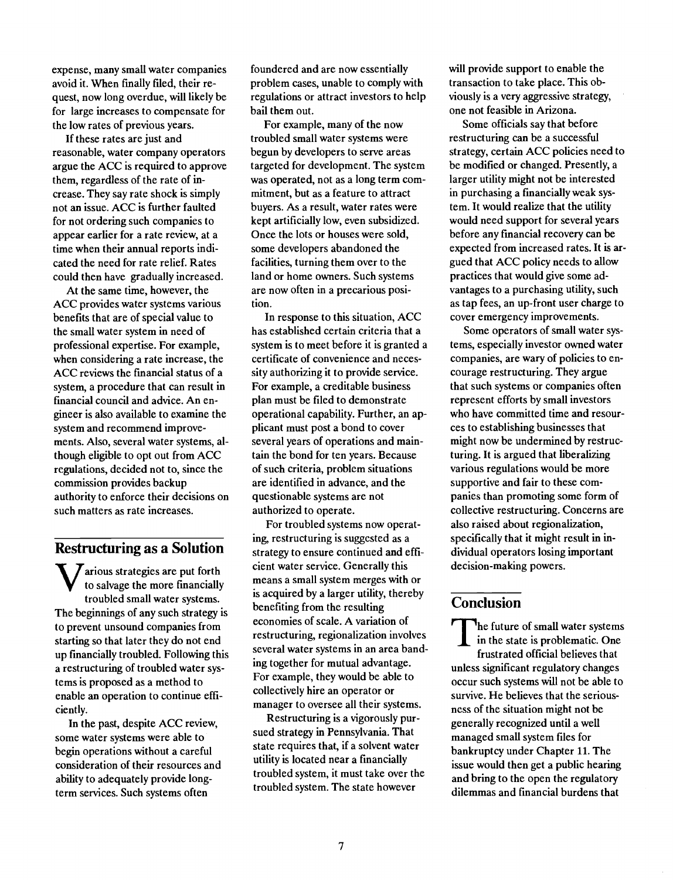expense, many small water companies avoid it. When finally filed, their request, now long overdue, will likely be for large increases to compensate for the low rates of previous years.

If these rates are just and reasonable, water company operators argue the ACC is required to approve them, regardless of the rate of increase. They say rate shock is simply not an issue. ACC is further faulted for not ordering such companies to appear earlier for a rate review, at a time when their annual reports indicated the need for rate relief. Rates could then have gradually increased.

At the same time, however, the ACC provides water systems various benefits that are of special value to the small water system in need of professional expertise. For example, when considering a rate increase, the ACC reviews the financial status of a system, a procedure that can result in financial council and advice. An engineer is also available to examine the system and recommend improvements. Also, several water systems, although eligible to opt out from ACC regulations, decided not to, since the commission provides backup authority to enforce their decisions on such matters as rate increases.

## Restructuring as a Solution

Various strategies are put forth to salvage the more financially troubled small water systems. The beginnings of any such strategy is to prevent unsound companies from starting so that later they do not end up financially troubled. Following this a restructuring of troubled water systems is proposed as a method to enable an operation to continue efficiently.

In the past, despite ACC review, some water systems were able to begin operations without a careful consideration of their resources and ability to adequately provide long-term services. Such systems often foundered and are now essentially problem cases, unable to comply with regulations or attract investors to help bail them out.

For example, many of the now troubled small water systems were begun by developers to serve areas targeted for development. The system was operated, not as a long term commitment, but as a feature to attract buyers. As a result, water rates were kept artificially low, even subsidized. Once the lots or houses were sold, some developers abandoned the facilities, turning them over to the land or home owners. Such systems are now often in a precarious position.

In response to this situation, ACC has established certain criteria that a system is to meet before it is granted a certificate of convenience and necessity authorizing it to provide service. For example, a creditable business plan must be filed to demonstrate operational capability. Further, an applicant must post a bond to cover several years of operations and maintain the bond for ten years. Because of such criteria, problem situations are identified in advance, and the questionable systems are not authorized to operate.

For troubled systems now operating, restructuring is suggested as a strategy to ensure continued and efficient water service. Generally this means a small system merges with or is acquired by a larger utility, thereby benefiting from the resulting economies of scale. A variation of restructuring, regionalization involves several water systems in an area banding together for mutual advantage. For example, they would be able to collectively hire an operator or manager to oversee all their systems.

Restructuring is a vigorously pursued strategy in Pennsylvania. That state requires that, if a solvent water utility is located near a financially troubled system, it must take over the troubled system. The state however will provide support to enable the transaction to take place. This obviously is a very aggressive strategy, one not feasible in Arizona.

Some officials say that before restructuring can be a successful strategy, certain ACC policies need to be modified or changed. Presently, a larger utility might not be interested in purchasing a financially weak system. It would realize that the utility would need support for several years before any financial recovery can be expected from increased rates. It is argued that ACC policy needs to allow practices that would give some advantages to a purchasing utility, such as tap fees, an up-front user charge to cover emergency improvements.

Some operators of small water systems, especially investor owned water companies, are wary of policies to encourage restructuring. They argue that such systems or companies often represent efforts by small investors who have committed time and resources to establishing businesses that might now be undermined by restructuring. It is argued that liberalizing various regulations would be more supportive and fair to these companies than promoting some form of collective restructuring. Concerns are also raised about regionalization, specifically that it might result in individual operators losing important decision-making powers.

## Conclusion

The future of small water systems in the state is problematic. One frustrated official believes that unless significant regulatory changes occur such systems will not be able to survive. He believes that the seriousness of the situation might not be generally recognized until a well managed small system files for bankruptcy under Chapter 11. The issue would then get a public hearing and bring to the open the regulatory dilemmas and financial burdens that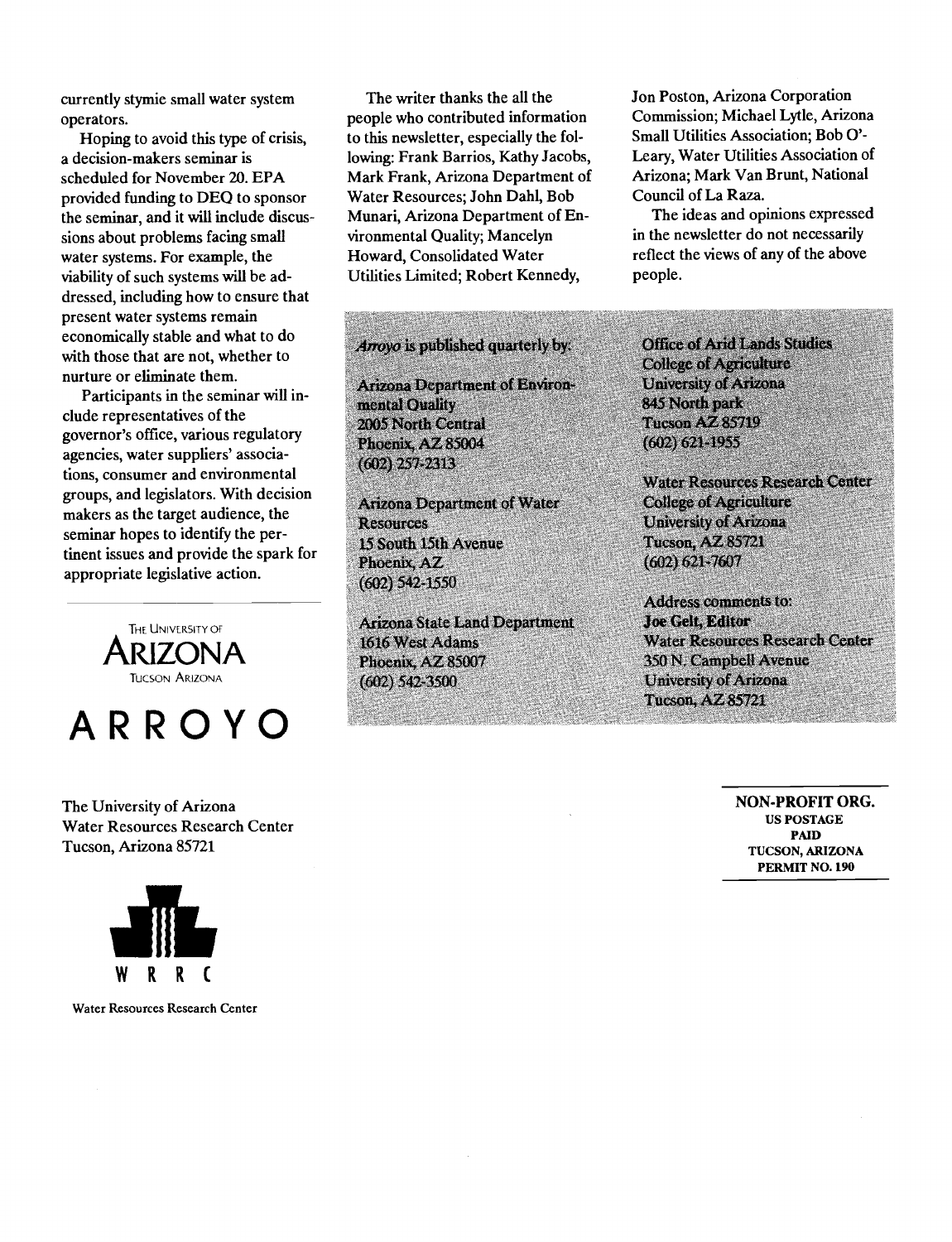currently stymie small water system operators.

Hoping to avoid this type of crisis, a decision-makers seminar is scheduled for November 20. EPA provided funding to DEQ to sponsor the seminar, and it will include discussions about problems facing small water systems. For example, the viability of such systems will be addressed, including how to ensure that present water systems remain economically stable and what to do with those that are not, whether to nurture or eliminate them.

Participants in the seminar will include representatives of the governor's office, various regulatory agencies, water suppliers' associations, consumer and environmental groups, and legislators. With decision makers as the target audience, the seminar hopes to identify the pertinent issues and provide the spark for appropriate legislative action.

The writer thanks the all the people who contributed information to this newsletter, especially the following: Frank Barrios, Kathy Jacobs, Mark Frank, Arizona Department of Water Resources; John Dahl, Bob Munari, Arizona Department of Environmental Quality; Mancelyn Howard, Consolidated Water Utilities Limited; Robert Kennedy, Jon Poston, Arizona Corporation Commission; Michael Lytle, Arizona Small Utilities Association; Bob O'-Leary, Water Utilities Association of Arizona; Mark Van Brunt, National Council of La Raza.

The ideas and opinions expressed in the newsletter do not necessarily reflect the views of any of the above people.

*Arroyo* is published quarterly by:

Arizona Department of Environmental Quality
2005 North Central
Phoenix, AZ 85004
(602) 257-2313

Arizona Department of Water Resources
15 South 15th Avenue
Phoenix, AZ
(602) 542-1550

Arizona State Land Department
1616 West Adams
Phoenix, AZ 85007
(602) 542-3500

Office of Arid Lands Studies
College of Agriculture
University of Arizona
845 North park
Tucson AZ 85719
(602) 621-1955

Water Resources Research Center
College of Agriculture
University of Arizona
Tucson, AZ 85721
(602) 621-7607

Address comments to:
**Joe Gelt, Editor**
Water Resources Research Center
350 N. Campbell Avenue
University of Arizona
Tucson, AZ 85721

THE UNIVERSITY OF
**ARIZONA**
TUCSON ARIZONA

**ARROYO**

The University of Arizona
Water Resources Research Center
Tucson, Arizona 85721

W R R C

Water Resources Research Center

**NON-PROFIT ORG.**
**US POSTAGE**
**PAID**
**TUCSON, ARIZONA**
**PERMIT NO. 190**